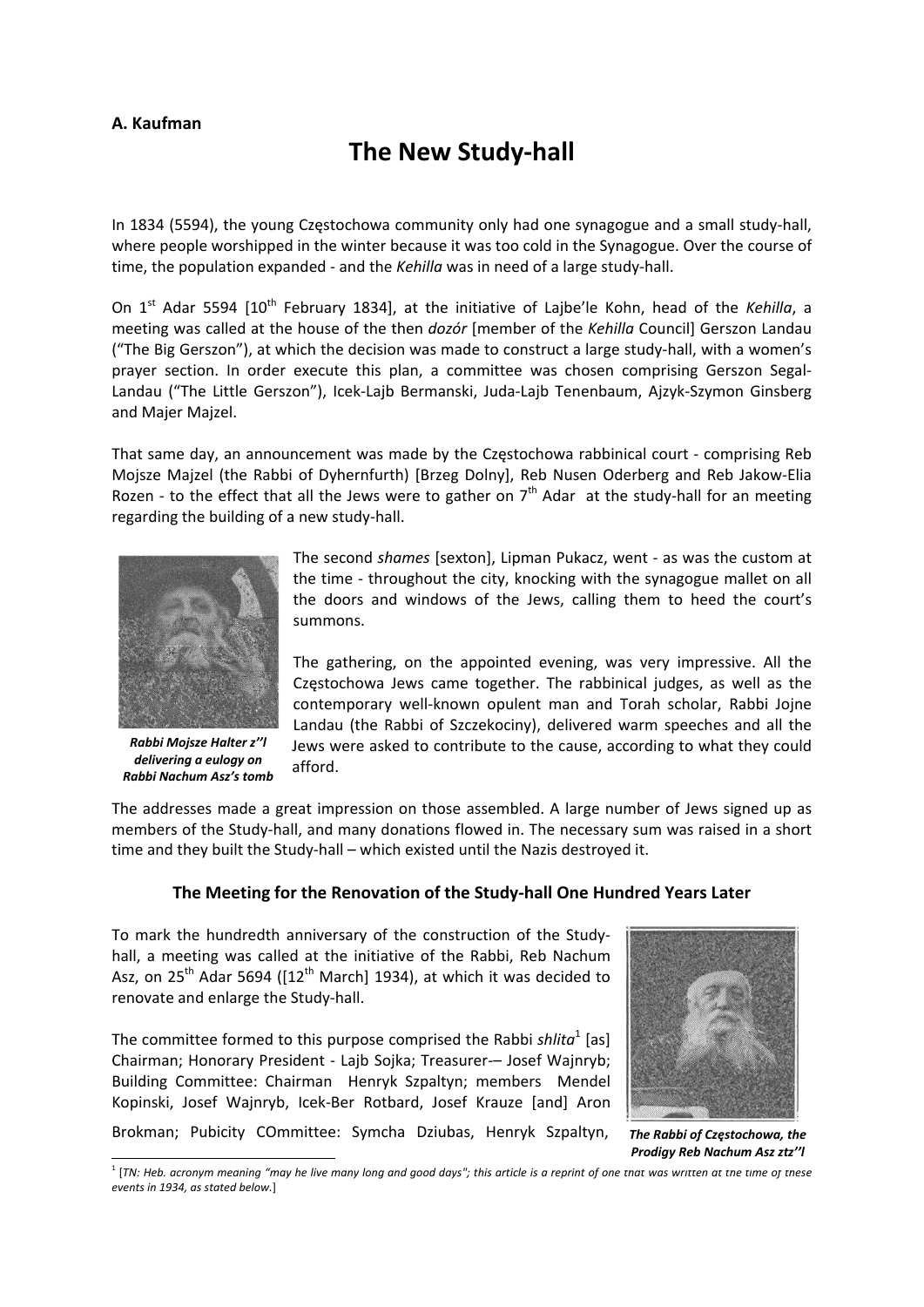**A. Kaufman**

# The New Study-hall

In 1834 (5594), the young Częstochowa community only had one synagogue and a small study-hall, where people worshipped in the winter because it was too cold in the Synagogue. Over the course of time, the population expanded - and the *Kehilla* was in need of a large study-hall.

On 1st Adar 5594 [10th February 1834], at the initiative of Lajbe'le Kohn, head of the *Kehilla*, a meeting was called at the house of the then *dozór* [member of the *Kehilla* Council] Gerszon Landau ("The Big Gerszon"), at which the decision was made to construct a large study-hall, with a women's prayer section. In order execute this plan, a committee was chosen comprising Gerszon Segal-Landau ("The Little Gerszon"), Icek-Lajb Bermanski, Juda-Lajb Tenenbaum, Ajzyk-Szymon Ginsberg and Majer Majzel.

That same day, an announcement was made by the Częstochowa rabbinical court - comprising Reb Mojsze Majzel (the Rabbi of Dyhernfurth) [Brzeg Dolny], Reb Nusen Oderberg and Reb Jakow-Elia Rozen - to the effect that all the Jews were to gather on 7th Adar at the study-hall for an meeting regarding the building of a new study-hall.

The second *shames* [sexton], Lipman Pukacz, went - as was the custom at the time - throughout the city, knocking with the synagogue mallet on all the doors and windows of the Jews, calling them to heed the court's summons.

*Rabbi Mojsze Halter z"l delivering a eulogy on Rabbi Nachum Asz's tomb*

The gathering, on the appointed evening, was very impressive. All the Częstochowa Jews came together. The rabbinical judges, as well as the contemporary well-known opulent man and Torah scholar, Rabbi Jojne Landau (the Rabbi of Szczekociny), delivered warm speeches and all the Jews were asked to contribute to the cause, according to what they could afford.

The addresses made a great impression on those assembled. A large number of Jews signed up as members of the Study-hall, and many donations flowed in. The necessary sum was raised in a short time and they built the Study-hall – which existed until the Nazis destroyed it.

### The Meeting for the Renovation of the Study-hall One Hundred Years Later

To mark the hundredth anniversary of the construction of the Study-hall, a meeting was called at the initiative of the Rabbi, Reb Nachum Asz, on 25th Adar 5694 ([12th March] 1934), at which it was decided to renovate and enlarge the Study-hall.

The committee formed to this purpose comprised the Rabbi *shlita*[1] [as] Chairman; Honorary President - Lajb Sojka; Treasurer-– Josef Wajnryb; Building Committee: Chairman Henryk Szpaltyn; members Mendel Kopinski, Josef Wajnryb, Icek-Ber Rotbard, Josef Krauze [and] Aron Brokman; Pubicity COmmittee: Symcha Dziubas, Henryk Szpaltyn,

*The Rabbi of Częstochowa, the Prodigy Reb Nachum Asz ztz"l*

---

[1] [*TN: Heb. acronym meaning "may he live many long and good days"; this article is a reprint of one that was written at the time of these events in 1934, as stated below.*]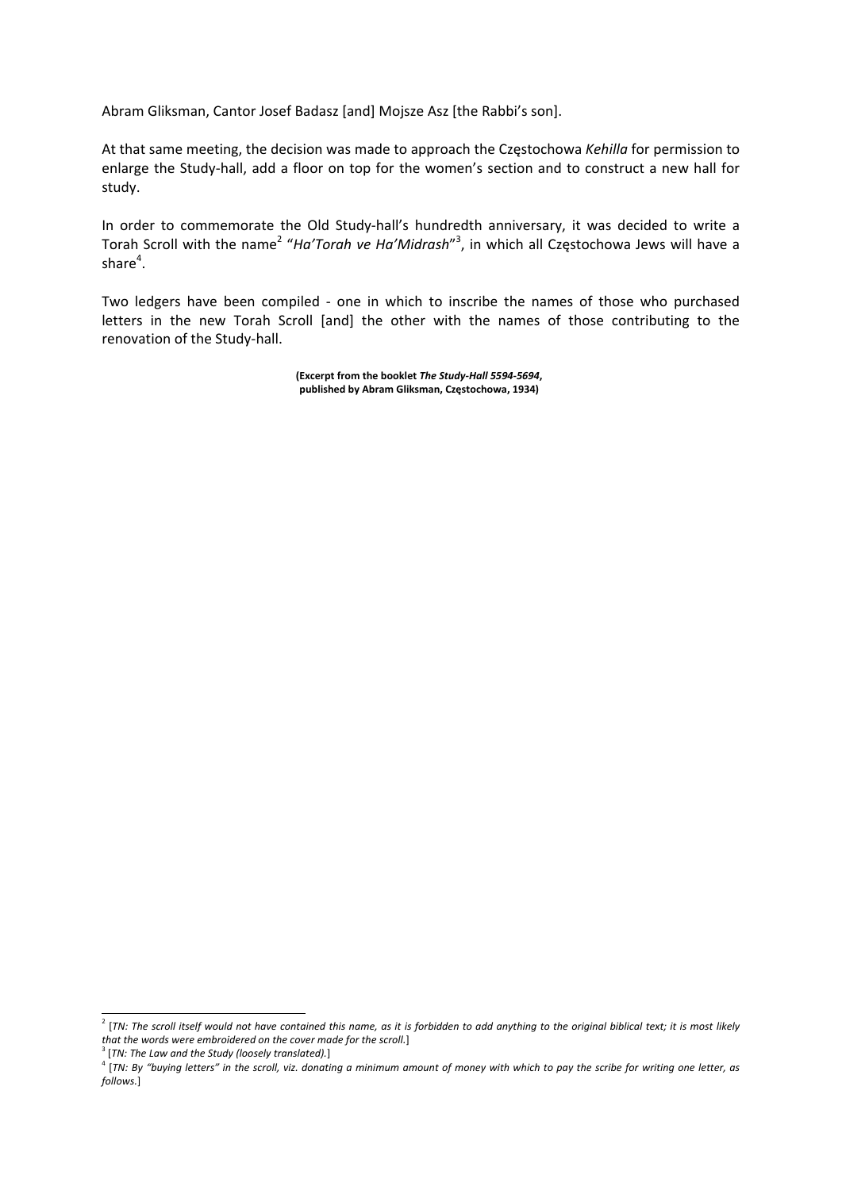Abram Gliksman, Cantor Josef Badasz [and] Mojsze Asz [the Rabbi's son].

At that same meeting, the decision was made to approach the Częstochowa *Kehilla* for permission to enlarge the Study-hall, add a floor on top for the women's section and to construct a new hall for study.

In order to commemorate the Old Study-hall's hundredth anniversary, it was decided to write a Torah Scroll with the name[2] "*Ha'Torah ve Ha'Midrash*"[3], in which all Częstochowa Jews will have a share[4].

Two ledgers have been compiled - one in which to inscribe the names of those who purchased letters in the new Torah Scroll [and] the other with the names of those contributing to the renovation of the Study-hall.

**(Excerpt from the booklet *The Study-Hall 5594-5694*, published by Abram Gliksman, Częstochowa, 1934)**

---

[2] [*TN: The scroll itself would not have contained this name, as it is forbidden to add anything to the original biblical text; it is most likely that the words were embroidered on the cover made for the scroll.*]

[3] [*TN: The Law and the Study (loosely translated).*]

[4] [*TN: By "buying letters" in the scroll, viz. donating a minimum amount of money with which to pay the scribe for writing one letter, as follows.*]